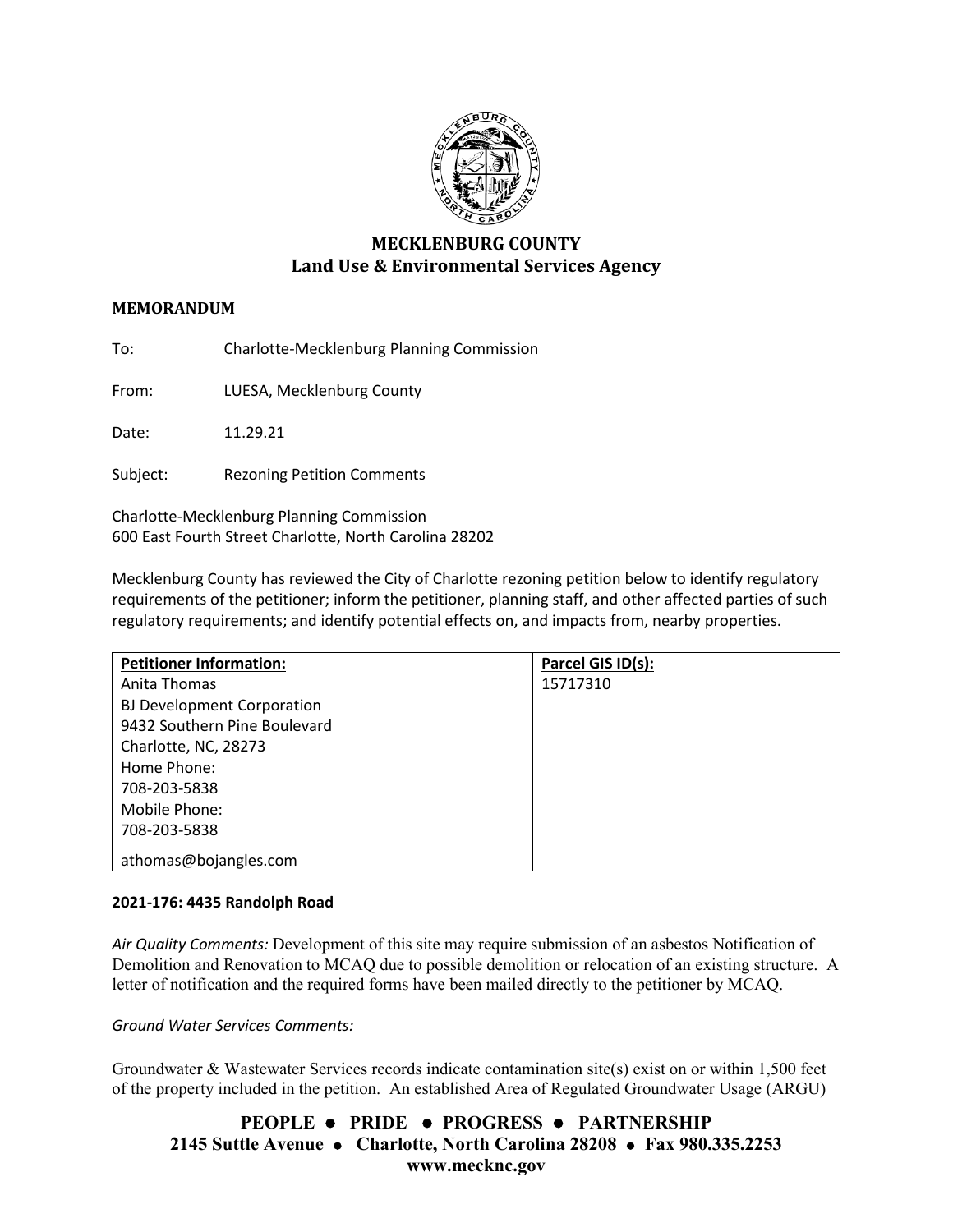**MECKLENBURG COUNTY**
**Land Use & Environmental Services Agency**

**MEMORANDUM**

To: Charlotte-Mecklenburg Planning Commission

From: LUESA, Mecklenburg County

Date: 11.29.21

Subject: Rezoning Petition Comments

Charlotte-Mecklenburg Planning Commission
600 East Fourth Street Charlotte, North Carolina 28202

Mecklenburg County has reviewed the City of Charlotte rezoning petition below to identify regulatory requirements of the petitioner; inform the petitioner, planning staff, and other affected parties of such regulatory requirements; and identify potential effects on, and impacts from, nearby properties.

| **Petitioner Information:** | **Parcel GIS ID(s):** |
|---|---|
| Anita Thomas<br>BJ Development Corporation<br>9432 Southern Pine Boulevard<br>Charlotte, NC, 28273<br>Home Phone:<br>708-203-5838<br>Mobile Phone:<br>708-203-5838<br>athomas@bojangles.com | 15717310 |

**2021-176: 4435 Randolph Road**

*Air Quality Comments:* Development of this site may require submission of an asbestos Notification of Demolition and Renovation to MCAQ due to possible demolition or relocation of an existing structure. A letter of notification and the required forms have been mailed directly to the petitioner by MCAQ.

*Ground Water Services Comments:*

Groundwater & Wastewater Services records indicate contamination site(s) exist on or within 1,500 feet of the property included in the petition. An established Area of Regulated Groundwater Usage (ARGU)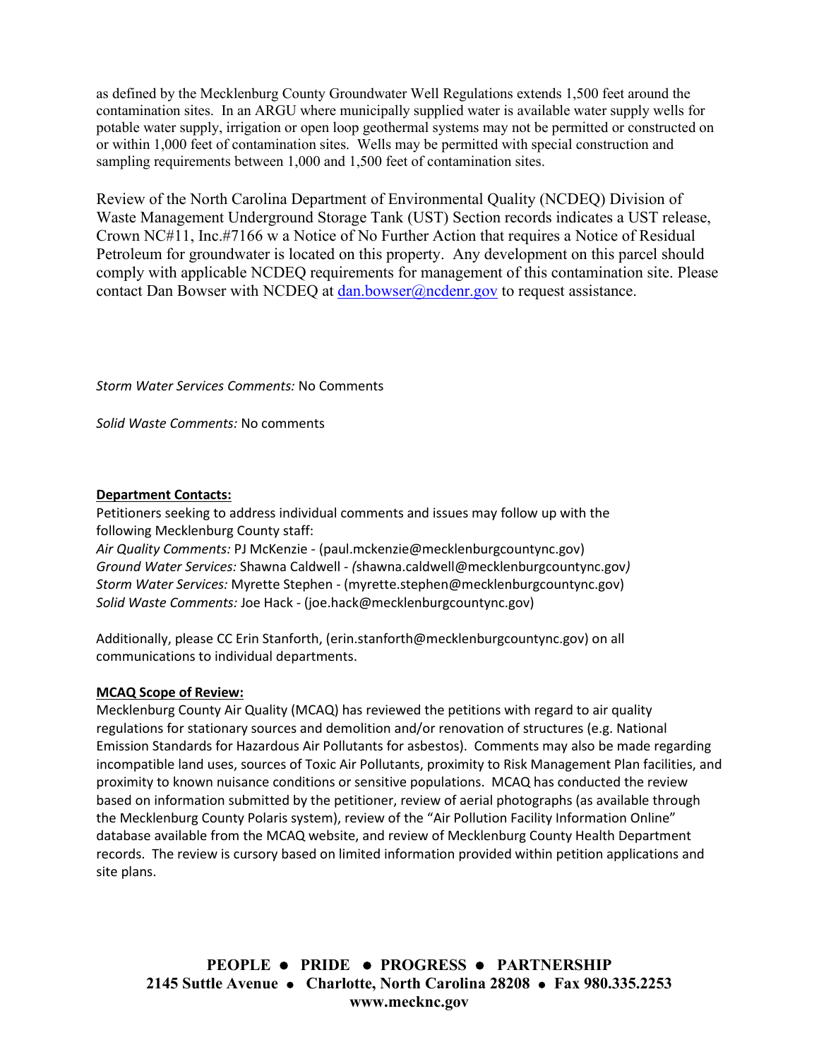as defined by the Mecklenburg County Groundwater Well Regulations extends 1,500 feet around the contamination sites. In an ARGU where municipally supplied water is available water supply wells for potable water supply, irrigation or open loop geothermal systems may not be permitted or constructed on or within 1,000 feet of contamination sites. Wells may be permitted with special construction and sampling requirements between 1,000 and 1,500 feet of contamination sites.

Review of the North Carolina Department of Environmental Quality (NCDEQ) Division of Waste Management Underground Storage Tank (UST) Section records indicates a UST release, Crown NC#11, Inc.#7166 w a Notice of No Further Action that requires a Notice of Residual Petroleum for groundwater is located on this property. Any development on this parcel should comply with applicable NCDEQ requirements for management of this contamination site. Please contact Dan Bowser with NCDEQ at dan.bowser@ncdenr.gov to request assistance.

*Storm Water Services Comments:* No Comments

*Solid Waste Comments:* No comments

**Department Contacts:**

Petitioners seeking to address individual comments and issues may follow up with the following Mecklenburg County staff:
*Air Quality Comments:* PJ McKenzie - (paul.mckenzie@mecklenburgcountync.gov)
*Ground Water Services:* Shawna Caldwell - *(*shawna.caldwell@mecklenburgcountync.gov*)*
*Storm Water Services:* Myrette Stephen - (myrette.stephen@mecklenburgcountync.gov)
*Solid Waste Comments:* Joe Hack - (joe.hack@mecklenburgcountync.gov)

Additionally, please CC Erin Stanforth, (erin.stanforth@mecklenburgcountync.gov) on all communications to individual departments.

**MCAQ Scope of Review:**

Mecklenburg County Air Quality (MCAQ) has reviewed the petitions with regard to air quality regulations for stationary sources and demolition and/or renovation of structures (e.g. National Emission Standards for Hazardous Air Pollutants for asbestos). Comments may also be made regarding incompatible land uses, sources of Toxic Air Pollutants, proximity to Risk Management Plan facilities, and proximity to known nuisance conditions or sensitive populations. MCAQ has conducted the review based on information submitted by the petitioner, review of aerial photographs (as available through the Mecklenburg County Polaris system), review of the "Air Pollution Facility Information Online" database available from the MCAQ website, and review of Mecklenburg County Health Department records. The review is cursory based on limited information provided within petition applications and site plans.